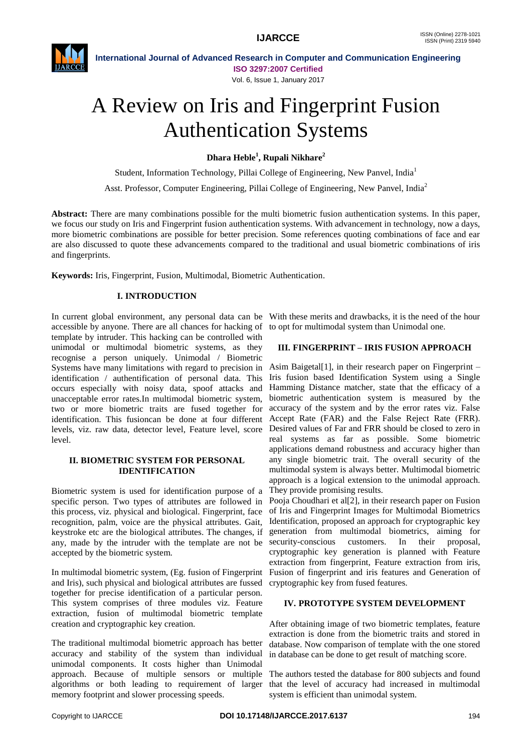# A Review on Iris and Fingerprint Fusion Authentication Systems

**Dhara Heble[1], Rupali Nikhare[2]**

Student, Information Technology, Pillai College of Engineering, New Panvel, India[1]

Asst. Professor, Computer Engineering, Pillai College of Engineering, New Panvel, India[2]

**Abstract:** There are many combinations possible for the multi biometric fusion authentication systems. In this paper, we focus our study on Iris and Fingerprint fusion authentication systems. With advancement in technology, now a days, more biometric combinations are possible for better precision. Some references quoting combinations of face and ear are also discussed to quote these advancements compared to the traditional and usual biometric combinations of iris and fingerprints.

**Keywords:** Iris, Fingerprint, Fusion, Multimodal, Biometric Authentication.

## I. INTRODUCTION

In current global environment, any personal data can be accessible by anyone. There are all chances for hacking of template by intruder. This hacking can be controlled with unimodal or multimodal biometric systems, as they recognise a person uniquely. Unimodal / Biometric Systems have many limitations with regard to precision in identification / authentification of personal data. This occurs especially with noisy data, spoof attacks and unacceptable error rates.In multimodal biometric system, two or more biometric traits are fused together for identification. This fusioncan be done at four different levels, viz. raw data, detector level, Feature level, score level.

## II. BIOMETRIC SYSTEM FOR PERSONAL IDENTIFICATION

Biometric system is used for identification purpose of a specific person. Two types of attributes are followed in this process, viz. physical and biological. Fingerprint, face recognition, palm, voice are the physical attributes. Gait, keystroke etc are the biological attributes. The changes, if any, made by the intruder with the template are not be accepted by the biometric system.

In multimodal biometric system, (Eg. fusion of Fingerprint and Iris), such physical and biological attributes are fussed together for precise identification of a particular person. This system comprises of three modules viz. Feature extraction, fusion of multimodal biometric template creation and cryptographic key creation.

The traditional multimodal biometric approach has better accuracy and stability of the system than individual unimodal components. It costs higher than Unimodal approach. Because of multiple sensors or multiple algorithms or both leading to requirement of larger memory footprint and slower processing speeds.

With these merits and drawbacks, it is the need of the hour to opt for multimodal system than Unimodal one.

## III. FINGERPRINT – IRIS FUSION APPROACH

Asim Baigetal[1], in their research paper on Fingerprint – Iris fusion based Identification System using a Single Hamming Distance matcher, state that the efficacy of a biometric authentication system is measured by the accuracy of the system and by the error rates viz. False Accept Rate (FAR) and the False Reject Rate (FRR). Desired values of Far and FRR should be closed to zero in real systems as far as possible. Some biometric applications demand robustness and accuracy higher than any single biometric trait. The overall security of the multimodal system is always better. Multimodal biometric approach is a logical extension to the unimodal approach. They provide promising results.

Pooja Choudhari et al[2], in their research paper on Fusion of Iris and Fingerprint Images for Multimodal Biometrics Identification, proposed an approach for cryptographic key generation from multimodal biometrics, aiming for security-conscious customers. In their proposal, cryptographic key generation is planned with Feature extraction from fingerprint, Feature extraction from iris, Fusion of fingerprint and iris features and Generation of cryptographic key from fused features.

## IV. PROTOTYPE SYSTEM DEVELOPMENT

After obtaining image of two biometric templates, feature extraction is done from the biometric traits and stored in database. Now comparison of template with the one stored in database can be done to get result of matching score.

The authors tested the database for 800 subjects and found that the level of accuracy had increased in multimodal system is efficient than unimodal system.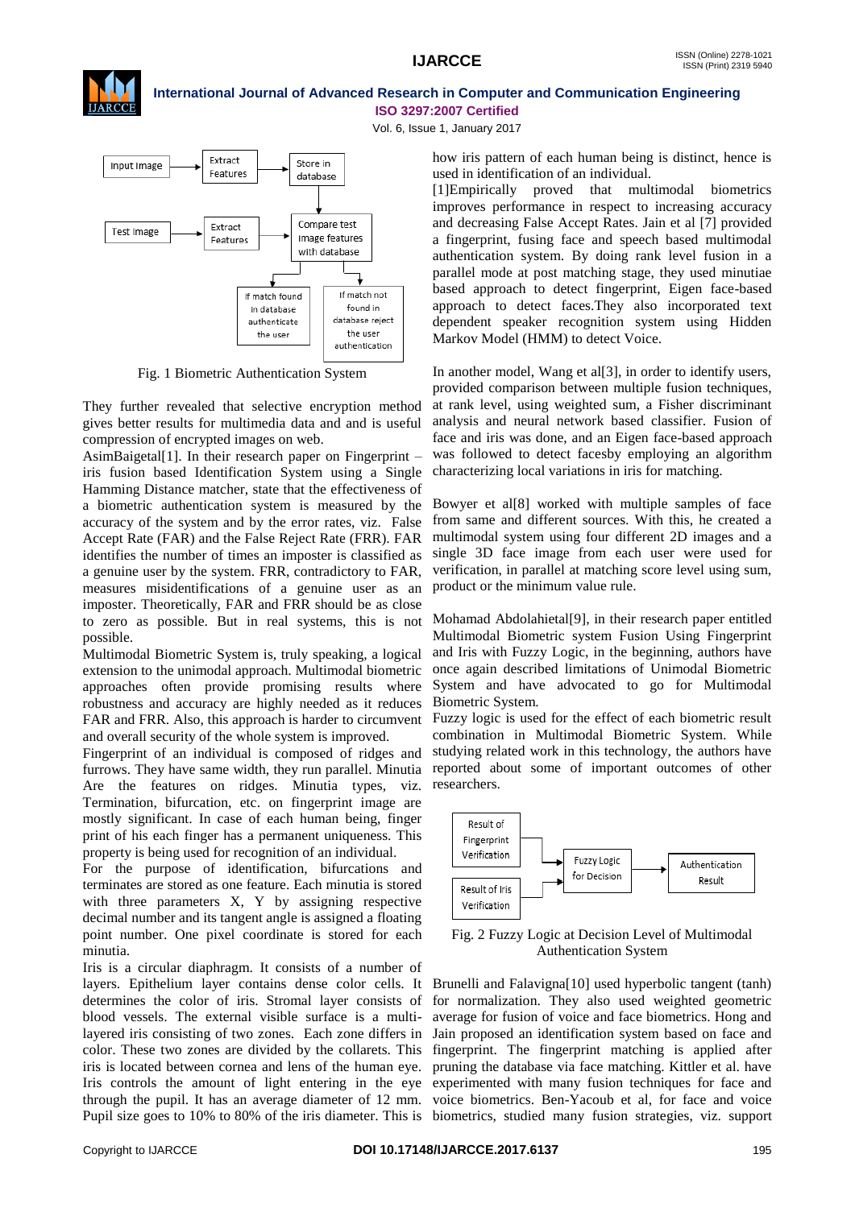Fig. 1 Biometric Authentication System

They further revealed that selective encryption method gives better results for multimedia data and and is useful compression of encrypted images on web.

AsimBaigetal[1]. In their research paper on Fingerprint – iris fusion based Identification System using a Single Hamming Distance matcher, state that the effectiveness of a biometric authentication system is measured by the accuracy of the system and by the error rates, viz. False Accept Rate (FAR) and the False Reject Rate (FRR). FAR identifies the number of times an imposter is classified as a genuine user by the system. FRR, contradictory to FAR, measures misidentifications of a genuine user as an imposter. Theoretically, FAR and FRR should be as close to zero as possible. But in real systems, this is not possible.

Multimodal Biometric System is, truly speaking, a logical extension to the unimodal approach. Multimodal biometric approaches often provide promising results where robustness and accuracy are highly needed as it reduces FAR and FRR. Also, this approach is harder to circumvent and overall security of the whole system is improved.

Fingerprint of an individual is composed of ridges and furrows. They have same width, they run parallel. Minutia Are the features on ridges. Minutia types, viz. Termination, bifurcation, etc. on fingerprint image are mostly significant. In case of each human being, finger print of his each finger has a permanent uniqueness. This property is being used for recognition of an individual.

For the purpose of identification, bifurcations and terminates are stored as one feature. Each minutia is stored with three parameters X, Y by assigning respective decimal number and its tangent angle is assigned a floating point number. One pixel coordinate is stored for each minutia.

Iris is a circular diaphragm. It consists of a number of layers. Epithelium layer contains dense color cells. It determines the color of iris. Stromal layer consists of blood vessels. The external visible surface is a multi-layered iris consisting of two zones. Each zone differs in color. These two zones are divided by the collarets. This iris is located between cornea and lens of the human eye. Iris controls the amount of light entering in the eye through the pupil. It has an average diameter of 12 mm. Pupil size goes to 10% to 80% of the iris diameter. This is how iris pattern of each human being is distinct, hence is used in identification of an individual.

[1]Empirically proved that multimodal biometrics improves performance in respect to increasing accuracy and decreasing False Accept Rates. Jain et al [7] provided a fingerprint, fusing face and speech based multimodal authentication system. By doing rank level fusion in a parallel mode at post matching stage, they used minutiae based approach to detect fingerprint, Eigen face-based approach to detect faces.They also incorporated text dependent speaker recognition system using Hidden Markov Model (HMM) to detect Voice.

In another model, Wang et al[3], in order to identify users, provided comparison between multiple fusion techniques, at rank level, using weighted sum, a Fisher discriminant analysis and neural network based classifier. Fusion of face and iris was done, and an Eigen face-based approach was followed to detect facesby employing an algorithm characterizing local variations in iris for matching.

Bowyer et al[8] worked with multiple samples of face from same and different sources. With this, he created a multimodal system using four different 2D images and a single 3D face image from each user were used for verification, in parallel at matching score level using sum, product or the minimum value rule.

Mohamad Abdolahietal[9], in their research paper entitled Multimodal Biometric system Fusion Using Fingerprint and Iris with Fuzzy Logic, in the beginning, authors have once again described limitations of Unimodal Biometric System and have advocated to go for Multimodal Biometric System.

Fuzzy logic is used for the effect of each biometric result combination in Multimodal Biometric System. While studying related work in this technology, the authors have reported about some of important outcomes of other researchers.

Fig. 2 Fuzzy Logic at Decision Level of Multimodal Authentication System

Brunelli and Falavigna[10] used hyperbolic tangent (tanh) for normalization. They also used weighted geometric average for fusion of voice and face biometrics. Hong and Jain proposed an identification system based on face and fingerprint. The fingerprint matching is applied after pruning the database via face matching. Kittler et al. have experimented with many fusion techniques for face and voice biometrics. Ben-Yacoub et al, for face and voice biometrics, studied many fusion strategies, viz. support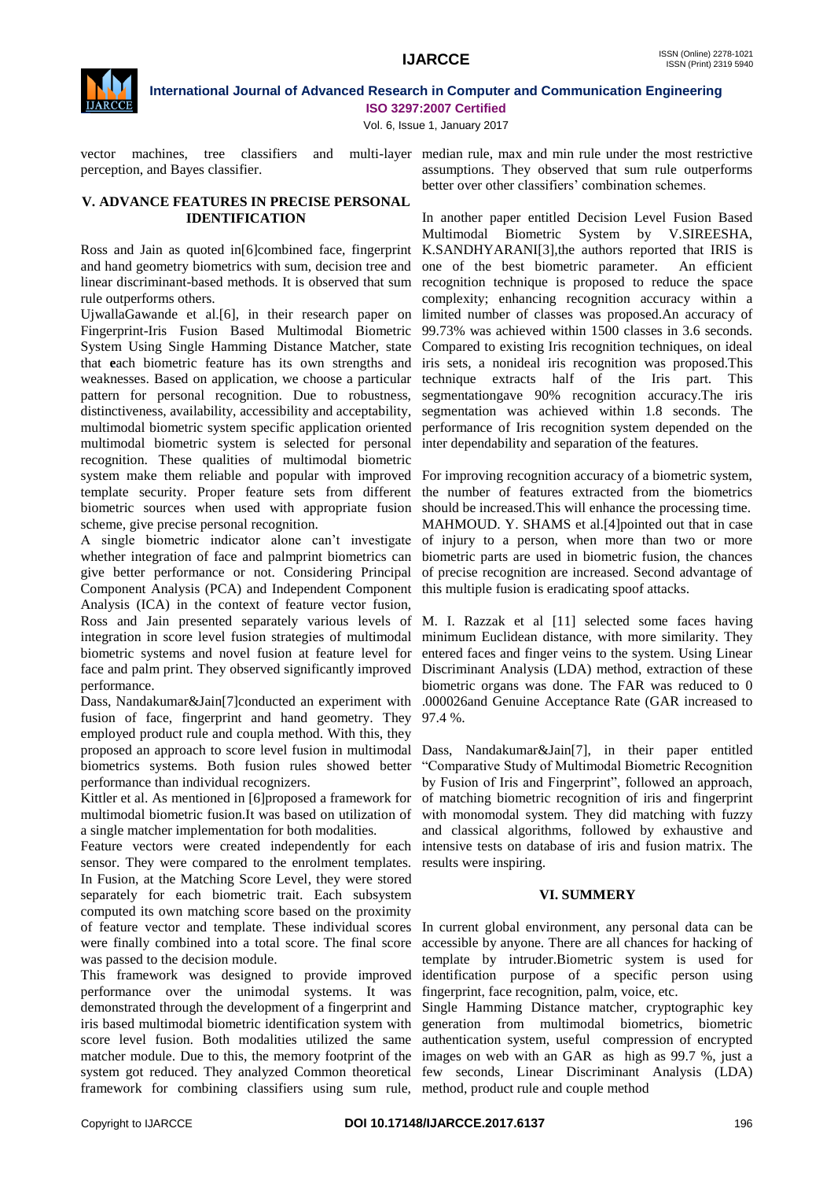vector machines, tree classifiers and multi-layer perception, and Bayes classifier.

## V. ADVANCE FEATURES IN PRECISE PERSONAL IDENTIFICATION

Ross and Jain as quoted in[6]combined face, fingerprint and hand geometry biometrics with sum, decision tree and linear discriminant-based methods. It is observed that sum rule outperforms others.

UjwallaGawande et al.[6], in their research paper on Fingerprint-Iris Fusion Based Multimodal Biometric System Using Single Hamming Distance Matcher, state that **e**ach biometric feature has its own strengths and weaknesses. Based on application, we choose a particular pattern for personal recognition. Due to robustness, distinctiveness, availability, accessibility and acceptability, multimodal biometric system specific application oriented multimodal biometric system is selected for personal recognition. These qualities of multimodal biometric system make them reliable and popular with improved template security. Proper feature sets from different biometric sources when used with appropriate fusion scheme, give precise personal recognition.

A single biometric indicator alone can't investigate whether integration of face and palmprint biometrics can give better performance or not. Considering Principal Component Analysis (PCA) and Independent Component Analysis (ICA) in the context of feature vector fusion, Ross and Jain presented separately various levels of integration in score level fusion strategies of multimodal biometric systems and novel fusion at feature level for face and palm print. They observed significantly improved performance.

Dass, Nandakumar&Jain[7]conducted an experiment with fusion of face, fingerprint and hand geometry. They employed product rule and coupla method. With this, they proposed an approach to score level fusion in multimodal biometrics systems. Both fusion rules showed better performance than individual recognizers.

Kittler et al. As mentioned in [6]proposed a framework for multimodal biometric fusion.It was based on utilization of a single matcher implementation for both modalities.

Feature vectors were created independently for each sensor. They were compared to the enrolment templates. In Fusion, at the Matching Score Level, they were stored separately for each biometric trait. Each subsystem computed its own matching score based on the proximity of feature vector and template. These individual scores were finally combined into a total score. The final score was passed to the decision module.

This framework was designed to provide improved performance over the unimodal systems. It was demonstrated through the development of a fingerprint and iris based multimodal biometric identification system with score level fusion. Both modalities utilized the same matcher module. Due to this, the memory footprint of the system got reduced. They analyzed Common theoretical framework for combining classifiers using sum rule, median rule, max and min rule under the most restrictive assumptions. They observed that sum rule outperforms better over other classifiers' combination schemes.

In another paper entitled Decision Level Fusion Based Multimodal Biometric System by V.SIREESHA, K.SANDHYARANI[3],the authors reported that IRIS is one of the best biometric parameter. An efficient recognition technique is proposed to reduce the space complexity; enhancing recognition accuracy within a limited number of classes was proposed.An accuracy of 99.73% was achieved within 1500 classes in 3.6 seconds. Compared to existing Iris recognition techniques, on ideal iris sets, a nonideal iris recognition was proposed.This technique extracts half of the Iris part. This segmentationgave 90% recognition accuracy.The iris segmentation was achieved within 1.8 seconds. The performance of Iris recognition system depended on the inter dependability and separation of the features.

For improving recognition accuracy of a biometric system, the number of features extracted from the biometrics should be increased.This will enhance the processing time. MAHMOUD. Y. SHAMS et al.[4]pointed out that in case of injury to a person, when more than two or more biometric parts are used in biometric fusion, the chances of precise recognition are increased. Second advantage of this multiple fusion is eradicating spoof attacks.

M. I. Razzak et al [11] selected some faces having minimum Euclidean distance, with more similarity. They entered faces and finger veins to the system. Using Linear Discriminant Analysis (LDA) method, extraction of these biometric organs was done. The FAR was reduced to 0 .000026and Genuine Acceptance Rate (GAR increased to 97.4 %.

Dass, Nandakumar&Jain[7], in their paper entitled "Comparative Study of Multimodal Biometric Recognition by Fusion of Iris and Fingerprint", followed an approach, of matching biometric recognition of iris and fingerprint with monomodal system. They did matching with fuzzy and classical algorithms, followed by exhaustive and intensive tests on database of iris and fusion matrix. The results were inspiring.

## VI. SUMMERY

In current global environment, any personal data can be accessible by anyone. There are all chances for hacking of template by intruder.Biometric system is used for identification purpose of a specific person using fingerprint, face recognition, palm, voice, etc.

Single Hamming Distance matcher, cryptographic key generation from multimodal biometrics, biometric authentication system, useful compression of encrypted images on web with an GAR as high as 99.7 %, just a few seconds, Linear Discriminant Analysis (LDA) method, product rule and couple method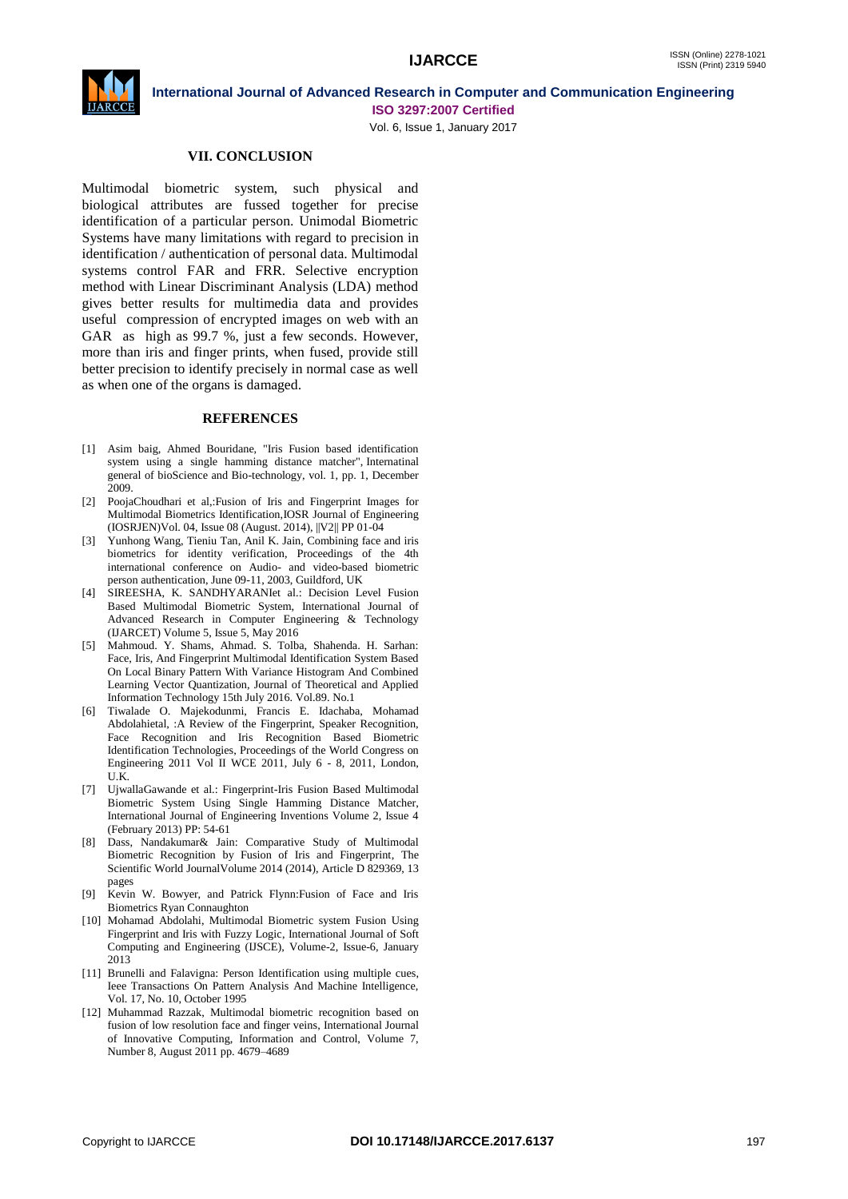## VII. CONCLUSION

Multimodal biometric system, such physical and biological attributes are fussed together for precise identification of a particular person. Unimodal Biometric Systems have many limitations with regard to precision in identification / authentication of personal data. Multimodal systems control FAR and FRR. Selective encryption method with Linear Discriminant Analysis (LDA) method gives better results for multimedia data and provides useful compression of encrypted images on web with an GAR as high as 99.7 %, just a few seconds. However, more than iris and finger prints, when fused, provide still better precision to identify precisely in normal case as well as when one of the organs is damaged.

## REFERENCES

[1] Asim baig, Ahmed Bouridane, "Iris Fusion based identification system using a single hamming distance matcher", Internatinal general of bioScience and Bio-technology, vol. 1, pp. 1, December 2009.

[2] PoojaChoudhari et al,:Fusion of Iris and Fingerprint Images for Multimodal Biometrics Identification,IOSR Journal of Engineering (IOSRJEN)Vol. 04, Issue 08 (August. 2014), ||V2|| PP 01-04

[3] Yunhong Wang, Tieniu Tan, Anil K. Jain, Combining face and iris biometrics for identity verification, Proceedings of the 4th international conference on Audio- and video-based biometric person authentication, June 09-11, 2003, Guildford, UK

[4] SIREESHA, K. SANDHYARANIet al.: Decision Level Fusion Based Multimodal Biometric System, International Journal of Advanced Research in Computer Engineering & Technology (IJARCET) Volume 5, Issue 5, May 2016

[5] Mahmoud. Y. Shams, Ahmad. S. Tolba, Shahenda. H. Sarhan: Face, Iris, And Fingerprint Multimodal Identification System Based On Local Binary Pattern With Variance Histogram And Combined Learning Vector Quantization, Journal of Theoretical and Applied Information Technology 15th July 2016. Vol.89. No.1

[6] Tiwalade O. Majekodunmi, Francis E. Idachaba, Mohamad Abdolahietal, :A Review of the Fingerprint, Speaker Recognition, Face Recognition and Iris Recognition Based Biometric Identification Technologies, Proceedings of the World Congress on Engineering 2011 Vol II WCE 2011, July 6 - 8, 2011, London, U.K.

[7] UjwallaGawande et al.: Fingerprint-Iris Fusion Based Multimodal Biometric System Using Single Hamming Distance Matcher, International Journal of Engineering Inventions Volume 2, Issue 4 (February 2013) PP: 54-61

[8] Dass, Nandakumar& Jain: Comparative Study of Multimodal Biometric Recognition by Fusion of Iris and Fingerprint, The Scientific World JournalVolume 2014 (2014), Article D 829369, 13 pages

[9] Kevin W. Bowyer, and Patrick Flynn:Fusion of Face and Iris Biometrics Ryan Connaughton

[10] Mohamad Abdolahi, Multimodal Biometric system Fusion Using Fingerprint and Iris with Fuzzy Logic, International Journal of Soft Computing and Engineering (IJSCE), Volume-2, Issue-6, January 2013

[11] Brunelli and Falavigna: Person Identification using multiple cues, Ieee Transactions On Pattern Analysis And Machine Intelligence, Vol. 17, No. 10, October 1995

[12] Muhammad Razzak, Multimodal biometric recognition based on fusion of low resolution face and finger veins, International Journal of Innovative Computing, Information and Control, Volume 7, Number 8, August 2011 pp. 4679–4689